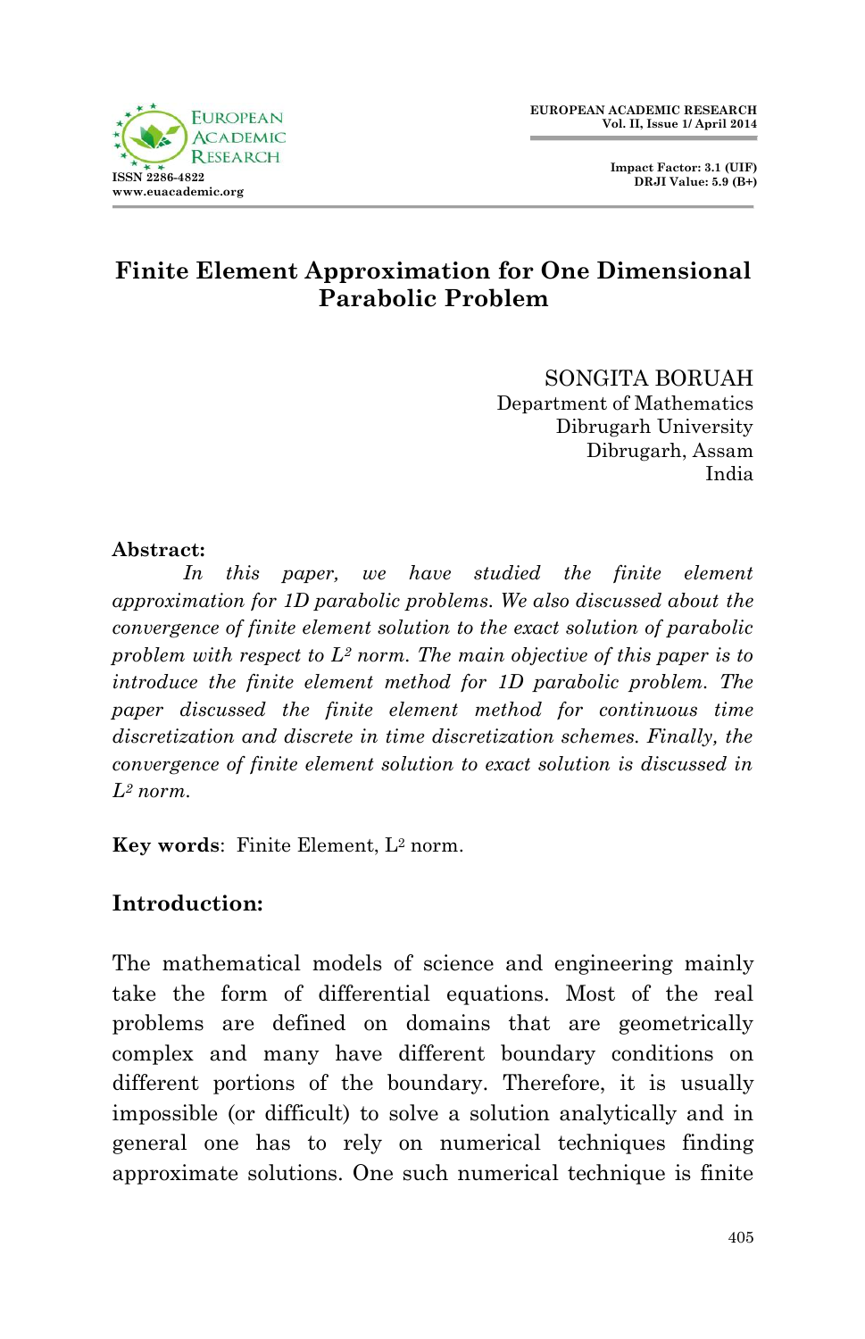# Finite Element Approximation for One Dimensional Parabolic Problem

SONGITA BORUAH
Department of Mathematics
Dibrugarh University
Dibrugarh, Assam
India

**Abstract:**

*In this paper, we have studied the finite element approximation for 1D parabolic problems. We also discussed about the convergence of finite element solution to the exact solution of parabolic problem with respect to $L^2$ norm. The main objective of this paper is to introduce the finite element method for 1D parabolic problem. The paper discussed the finite element method for continuous time discretization and discrete in time discretization schemes. Finally, the convergence of finite element solution to exact solution is discussed in $L^2$ norm.*

**Key words**: Finite Element, $L^2$ norm.

## Introduction:

The mathematical models of science and engineering mainly take the form of differential equations. Most of the real problems are defined on domains that are geometrically complex and many have different boundary conditions on different portions of the boundary. Therefore, it is usually impossible (or difficult) to solve a solution analytically and in general one has to rely on numerical techniques finding approximate solutions. One such numerical technique is finite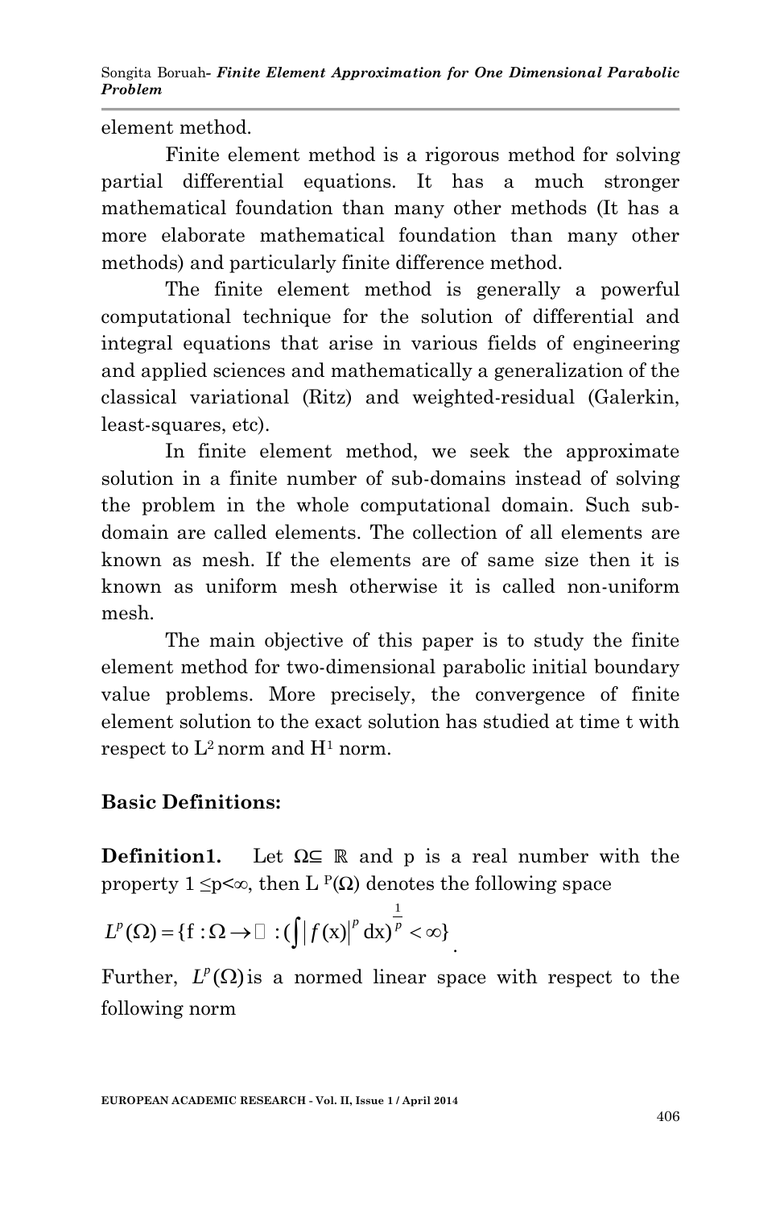element method.

Finite element method is a rigorous method for solving partial differential equations. It has a much stronger mathematical foundation than many other methods (It has a more elaborate mathematical foundation than many other methods) and particularly finite difference method.

The finite element method is generally a powerful computational technique for the solution of differential and integral equations that arise in various fields of engineering and applied sciences and mathematically a generalization of the classical variational (Ritz) and weighted-residual (Galerkin, least-squares, etc).

In finite element method, we seek the approximate solution in a finite number of sub-domains instead of solving the problem in the whole computational domain. Such sub-domain are called elements. The collection of all elements are known as mesh. If the elements are of same size then it is known as uniform mesh otherwise it is called non-uniform mesh.

The main objective of this paper is to study the finite element method for two-dimensional parabolic initial boundary value problems. More precisely, the convergence of finite element solution to the exact solution has studied at time t with respect to $L^2$ norm and $H^1$ norm.

**Basic Definitions:**

**Definition1.** Let $\Omega \subseteq \mathbb{R}$ and p is a real number with the property $1 \leq p < \infty$, then $L^p(\Omega)$ denotes the following space

$$L^p(\Omega) = \{ f : \Omega \rightarrow \mathbb{R} : (\int |f(x)|^p \, dx)^{\frac{1}{p}} < \infty \}.$$

Further, $L^p(\Omega)$ is a normed linear space with respect to the following norm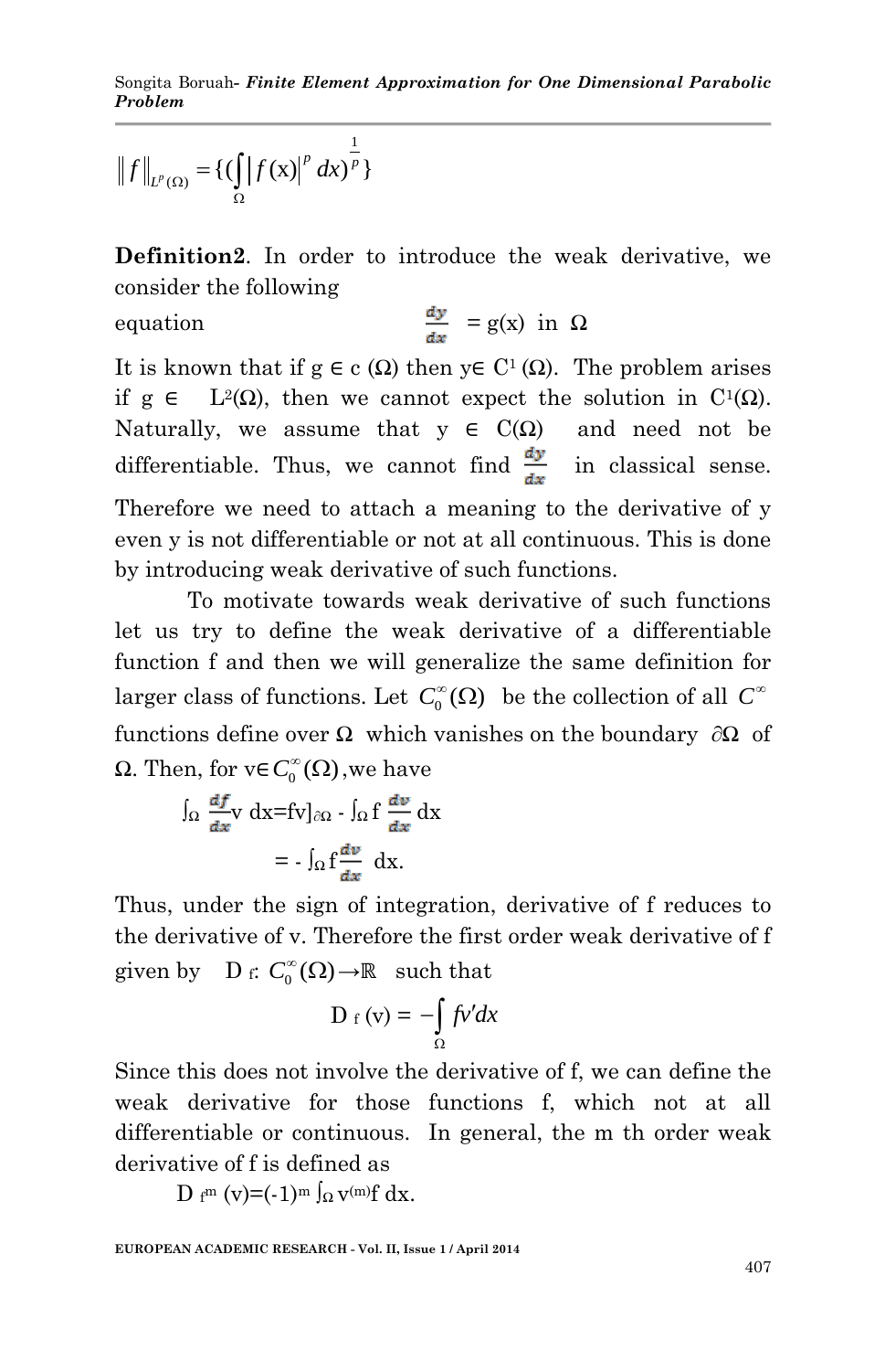$$\|f\|_{L^p(\Omega)} = \{(\int_\Omega |f(x)|^p \, dx)^{\frac{1}{p}}\}$$

**Definition2**. In order to introduce the weak derivative, we consider the following equation

$$\frac{dy}{dx} = g(x) \text{ in } \Omega$$

It is known that if $g \in c(\Omega)$ then $y \in C^1(\Omega)$. The problem arises if $g \in L^2(\Omega)$, then we cannot expect the solution in $C^1(\Omega)$. Naturally, we assume that $y \in C(\Omega)$ and need not be differentiable. Thus, we cannot find $\frac{dy}{dx}$ in classical sense. Therefore we need to attach a meaning to the derivative of y even y is not differentiable or not at all continuous. This is done by introducing weak derivative of such functions.

To motivate towards weak derivative of such functions let us try to define the weak derivative of a differentiable function f and then we will generalize the same definition for larger class of functions. Let $C_0^\infty(\Omega)$ be the collection of all $C^\infty$ functions define over $\Omega$ which vanishes on the boundary $\partial\Omega$ of $\Omega$. Then, for $v \in C_0^\infty(\Omega)$, we have

$$\int_\Omega \frac{df}{dx} v \, dx = fv]_{\partial\Omega} - \int_\Omega f \frac{dv}{dx} \, dx$$

$$= - \int_\Omega f \frac{dv}{dx} \, dx.$$

Thus, under the sign of integration, derivative of f reduces to the derivative of v. Therefore the first order weak derivative of f given by $D_f : C_0^\infty(\Omega) \to \mathbb{R}$ such that

$$D_f(v) = -\int_\Omega f v' dx$$

Since this does not involve the derivative of f, we can define the weak derivative for those functions f, which not at all differentiable or continuous. In general, the m th order weak derivative of f is defined as

$$D_f^m(v) = (-1)^m \int_\Omega v^{(m)} f \, dx.$$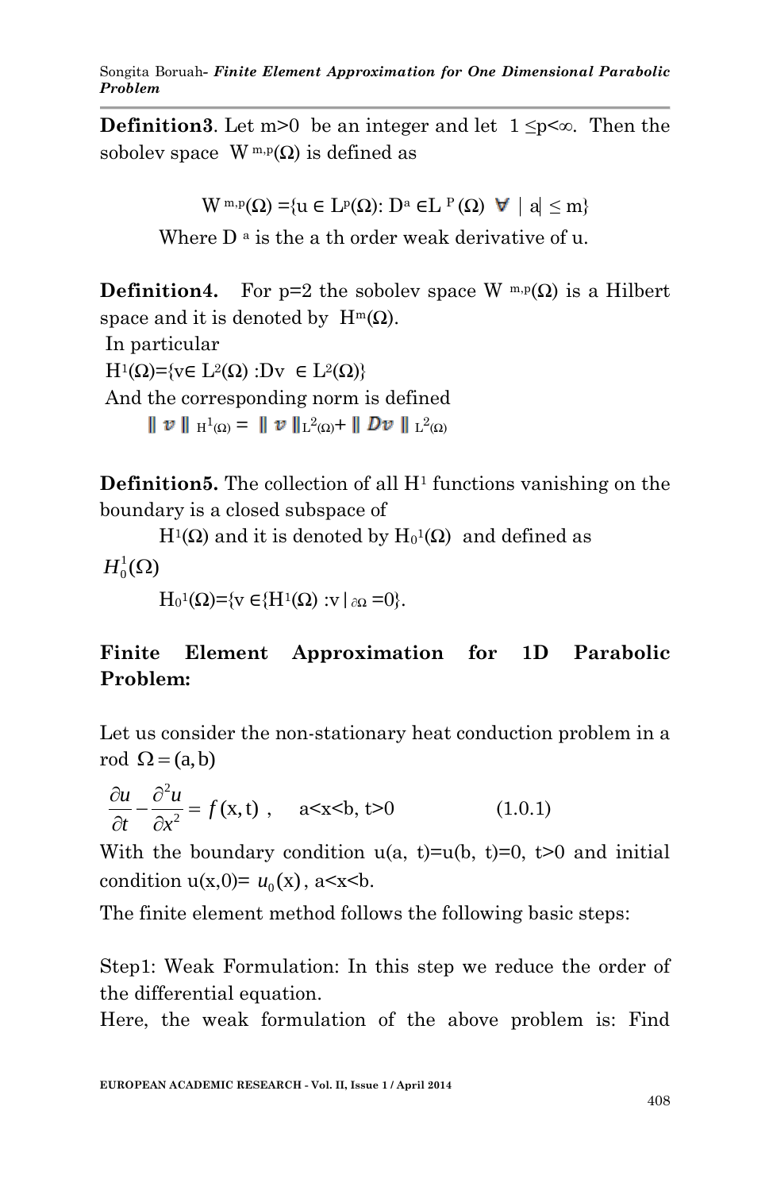**Definition3**. Let m>0 be an integer and let $1 \leq p < \infty$. Then the sobolev space $W^{m,p}(\Omega)$ is defined as

$$W^{m,p}(\Omega) = \{u \in L^p(\Omega): D^a \in L^P(\Omega) \ \forall \ |a| \leq m\}$$

Where $D^a$ is the a th order weak derivative of u.

**Definition4.** For p=2 the sobolev space $W^{m,p}(\Omega)$ is a Hilbert space and it is denoted by $H^m(\Omega)$.

In particular

$H^1(\Omega) = \{v \in L^2(\Omega) : Dv \in L^2(\Omega)\}$

And the corresponding norm is defined

$$\| v \|_{H^1(\Omega)} = \| v \|_{L^2(\Omega)} + \| Dv \|_{L^2(\Omega)}$$

**Definition5.** The collection of all $H^1$ functions vanishing on the boundary is a closed subspace of

$H^1(\Omega)$ and it is denoted by $H_0^1(\Omega)$ and defined as

$H_0^1(\Omega)$

$$H_0^1(\Omega) = \{v \in \{H^1(\Omega) : v|_{\partial\Omega} = 0\}.$$

## Finite Element Approximation for 1D Parabolic Problem:

Let us consider the non-stationary heat conduction problem in a rod $\Omega = (a, b)$

$$\frac{\partial u}{\partial t} - \frac{\partial^2 u}{\partial x^2} = f(x, t), \quad a<x<b, \ t>0 \qquad (1.0.1)$$

With the boundary condition u(a, t)=u(b, t)=0, t>0 and initial condition u(x,0)= $u_0(x)$, a<x<b.

The finite element method follows the following basic steps:

Step1: Weak Formulation: In this step we reduce the order of the differential equation.

Here, the weak formulation of the above problem is: Find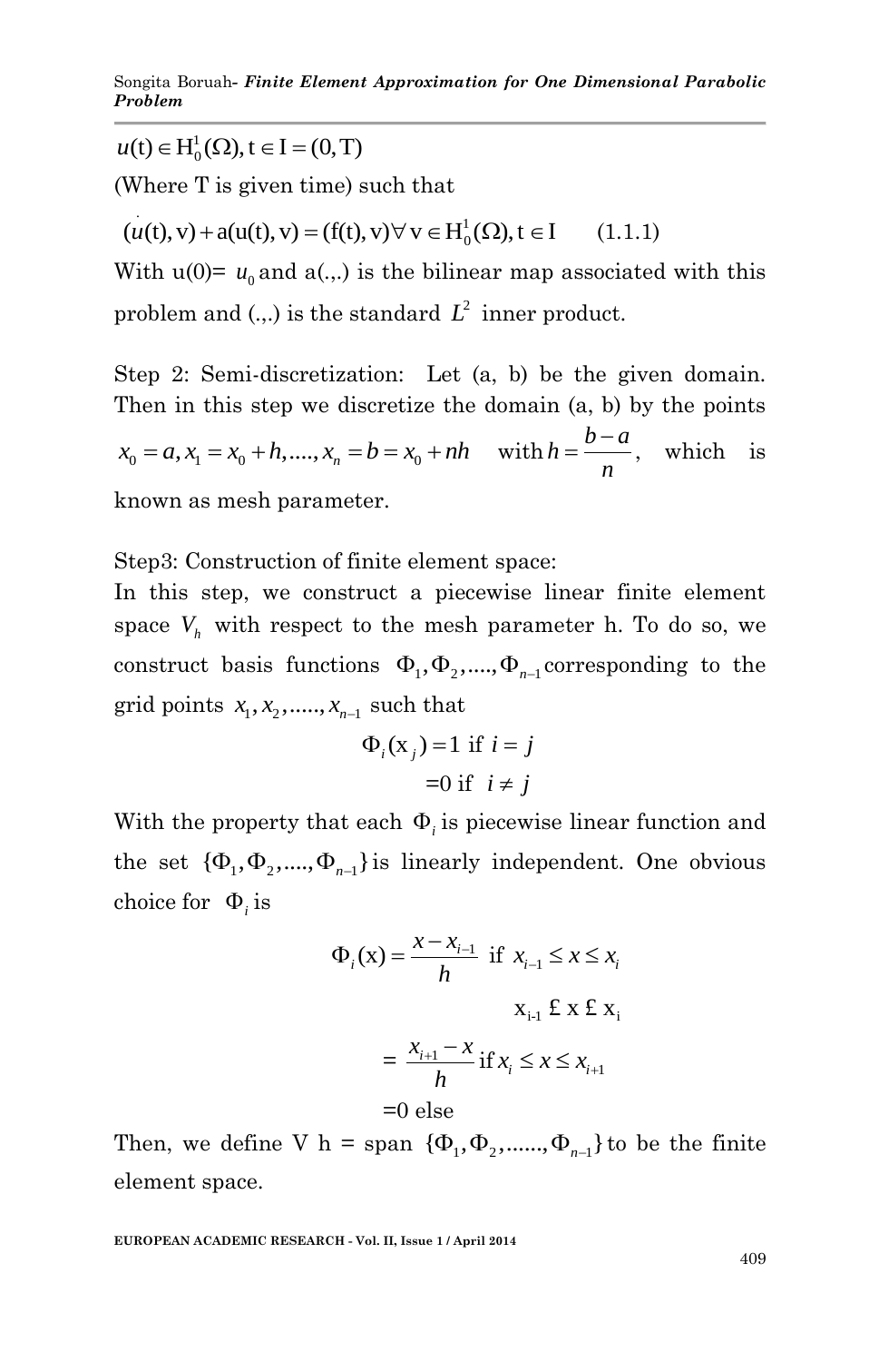$u(t) \in H_0^1(\Omega), t \in I = (0, T)$

(Where T is given time) such that

$$(\dot{u}(t), v) + a(u(t), v) = (f(t), v) \forall v \in H_0^1(\Omega), t \in I \qquad (1.1.1)$$

With u(0)= $u_0$ and a(.,.) is the bilinear map associated with this problem and (.,.) is the standard $L^2$ inner product.

Step 2: Semi-discretization: Let (a, b) be the given domain. Then in this step we discretize the domain (a, b) by the points $x_0 = a, x_1 = x_0 + h, ...., x_n = b = x_0 + nh$ with $h = \frac{b-a}{n}$, which is known as mesh parameter.

Step3: Construction of finite element space:

In this step, we construct a piecewise linear finite element space $V_h$ with respect to the mesh parameter h. To do so, we construct basis functions $\Phi_1, \Phi_2, ...., \Phi_{n-1}$ corresponding to the grid points $x_1, x_2, ....., x_{n-1}$ such that

$$\Phi_i(x_j) = 1 \text{ if } i = j$$
$$= 0 \text{ if } i \neq j$$

With the property that each $\Phi_i$ is piecewise linear function and the set $\{\Phi_1, \Phi_2, ...., \Phi_{n-1}\}$ is linearly independent. One obvious choice for $\Phi_i$ is

$$\Phi_i(x) = \frac{x - x_{i-1}}{h} \text{ if } x_{i-1} \leq x \leq x_i$$

x<sub>i-1</sub> £ x £ x<sub>i</sub>

$$= \frac{x_{i+1} - x}{h} \text{ if } x_i \leq x \leq x_{i+1}$$
$$= 0 \text{ else}$$

Then, we define V h = span $\{\Phi_1, \Phi_2, ......, \Phi_{n-1}\}$ to be the finite element space.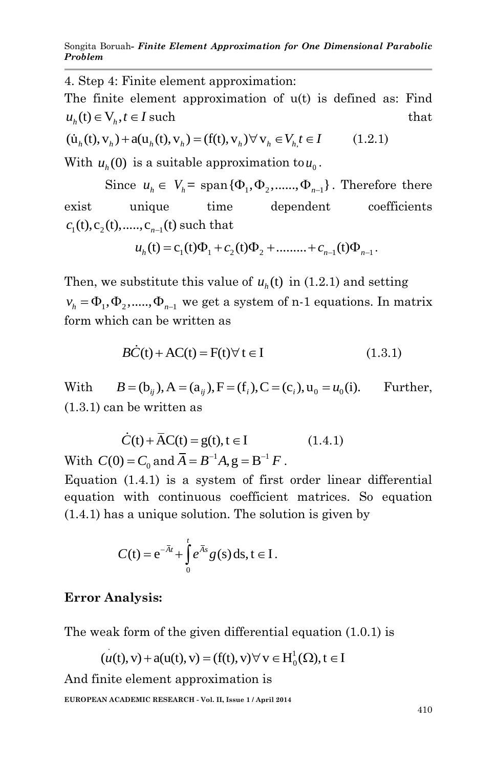4. Step 4: Finite element approximation:

The finite element approximation of u(t) is defined as: Find $u_h(t) \in V_h, t \in I$ such that

$$(\dot{u}_h(t), v_h) + a(u_h(t), v_h) = (f(t), v_h) \forall v_h \in V_{h,} t \in I \qquad (1.2.1)$$

With $u_h(0)$ is a suitable approximation to $u_0$.

Since $u_h \in V_h = \text{span}\{\Phi_1, \Phi_2, ......, \Phi_{n-1}\}$. Therefore there exist unique time dependent coefficients $c_1(t), c_2(t), ....., c_{n-1}(t)$ such that

$$u_h(t) = c_1(t)\Phi_1 + c_2(t)\Phi_2 + ......... + c_{n-1}(t)\Phi_{n-1}.$$

Then, we substitute this value of $u_h(t)$ in (1.2.1) and setting $v_h = \Phi_1, \Phi_2, ....., \Phi_{n-1}$ we get a system of n-1 equations. In matrix form which can be written as

$$B\dot{C}(t) + AC(t) = F(t) \forall t \in I \qquad (1.3.1)$$

With $B = (b_{ij}), A = (a_{ij}), F = (f_i), C = (c_i), u_0 = u_0(i).$ Further, (1.3.1) can be written as

$$\dot{C}(t) + \bar{A}C(t) = g(t), t \in I \qquad (1.4.1)$$

With $C(0) = C_0$ and $\bar{A} = B^{-1}A, g = B^{-1}F$.

Equation (1.4.1) is a system of first order linear differential equation with continuous coefficient matrices. So equation (1.4.1) has a unique solution. The solution is given by

$$C(t) = e^{-\bar{A}t} + \int_0^t e^{\bar{A}s} g(s)\, ds, t \in I.$$

**Error Analysis:**

The weak form of the given differential equation (1.0.1) is

$$(\dot{u}(t), v) + a(u(t), v) = (f(t), v) \forall v \in H_0^1(\Omega), t \in I$$

And finite element approximation is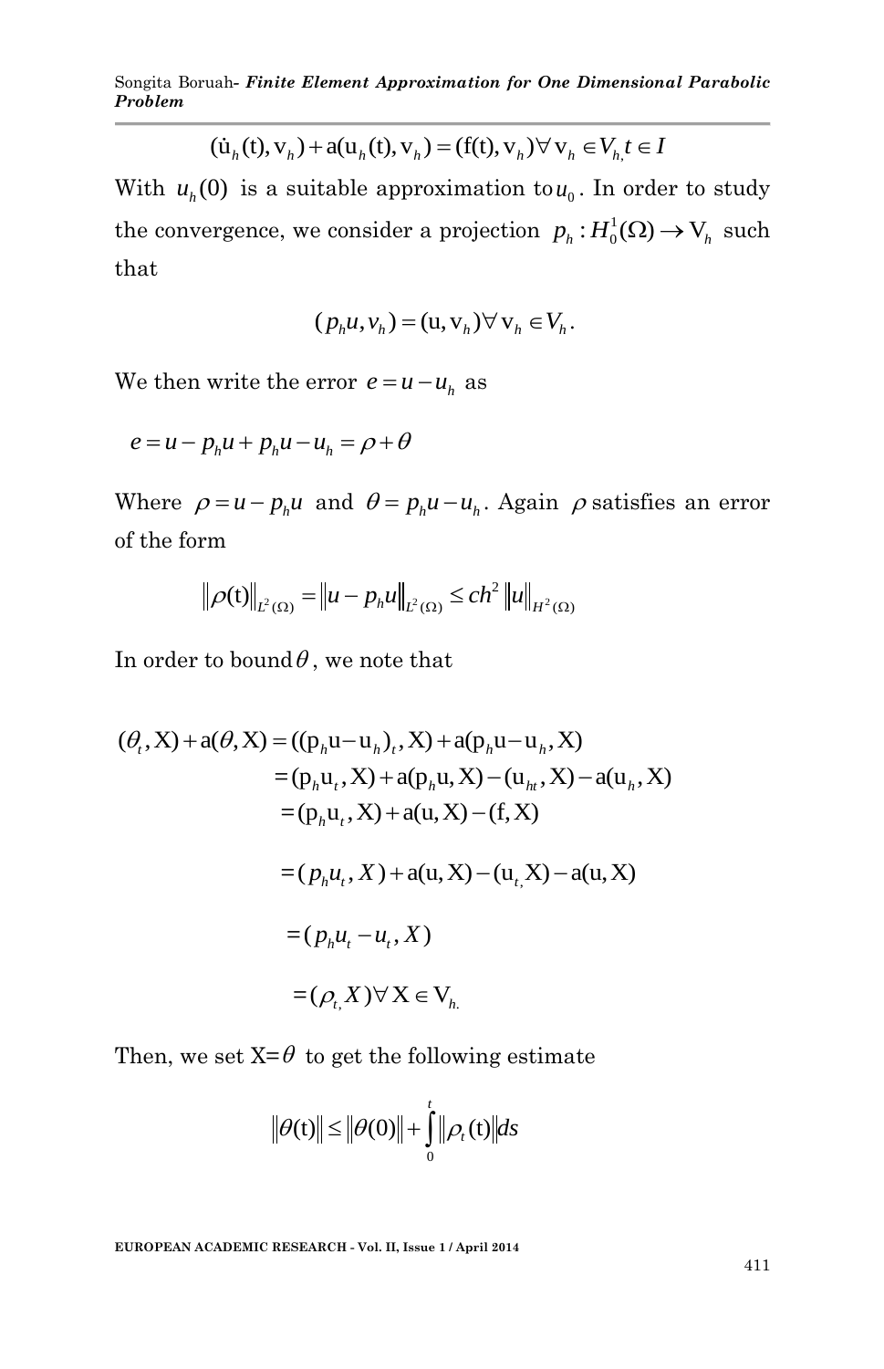$$(\dot{u}_h(t), v_h) + a(u_h(t), v_h) = (f(t), v_h) \forall v_h \in V_{h,} t \in I$$

With $u_h(0)$ is a suitable approximation to $u_0$. In order to study the convergence, we consider a projection $p_h : H_0^1(\Omega) \to V_h$ such that

$$(p_h u, v_h) = (u, v_h) \forall v_h \in V_h.$$

We then write the error $e = u - u_h$ as

$$e = u - p_h u + p_h u - u_h = \rho + \theta$$

Where $\rho = u - p_h u$ and $\theta = p_h u - u_h$. Again $\rho$ satisfies an error of the form

$$\|\rho(t)\|_{L^2(\Omega)} = \|u - p_h u\|_{L^2(\Omega)} \le ch^2 \|u\|_{H^2(\Omega)}$$

In order to bound $\theta$, we note that

$$
\begin{aligned}
(\theta_t, X) + a(\theta, X) &= ((p_h u - u_h)_t, X) + a(p_h u - u_h, X) \\
&= (p_h u_t, X) + a(p_h u, X) - (u_{ht}, X) - a(u_h, X) \\
&= (p_h u_t, X) + a(u, X) - (f, X) \\
&= (p_h u_t, X) + a(u, X) - (u_{t,} X) - a(u, X) \\
&= (p_h u_t - u_t, X) \\
&= (\rho_{t,} X) \forall X \in V_{h.}
\end{aligned}
$$

Then, we set X= $\theta$ to get the following estimate

$$\|\theta(t)\| \le \|\theta(0)\| + \int_0^t \|\rho_t(t)\| ds$$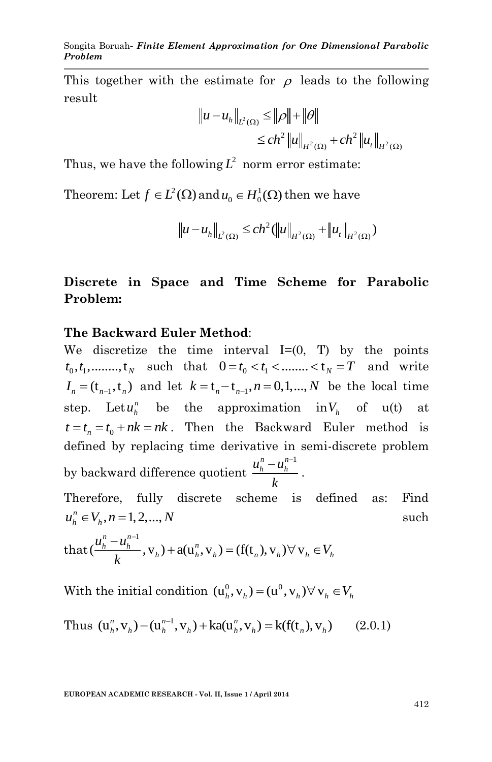This together with the estimate for $\rho$ leads to the following result

$$\|u-u_h\|_{L^2(\Omega)} \le \|\rho\| + \|\theta\|$$
$$\le ch^2\|u\|_{H^2(\Omega)} + ch^2\|u_t\|_{H^2(\Omega)}$$

Thus, we have the following $L^2$ norm error estimate:

Theorem: Let $f \in L^2(\Omega)$ and $u_0 \in H_0^1(\Omega)$ then we have

$$\|u-u_h\|_{L^2(\Omega)} \le ch^2(\|u\|_{H^2(\Omega)} + \|u_t\|_{H^2(\Omega)})$$

## Discrete in Space and Time Scheme for Parabolic Problem:

### The Backward Euler Method:

We discretize the time interval I=(0, T) by the points $t_0, t_1, ........, t_N$ such that $0 = t_0 < t_1 < ........ < t_N = T$ and write $I_n = (t_{n-1}, t_n)$ and let $k = t_n - t_{n-1}, n = 0,1,...,N$ be the local time step. Let $u_h^n$ be the approximation in $V_h$ of u(t) at $t = t_n = t_0 + nk = nk$. Then the Backward Euler method is defined by replacing time derivative in semi-discrete problem by backward difference quotient $\frac{u_h^n - u_h^{n-1}}{k}$.

Therefore, fully discrete scheme is defined as: Find $u_h^n \in V_h, n = 1,2,...,N$ such that $(\frac{u_h^n - u_h^{n-1}}{k}, v_h) + a(u_h^n, v_h) = (f(t_n), v_h) \forall v_h \in V_h$

With the initial condition $(u_h^0, v_h) = (u^0, v_h) \forall v_h \in V_h$

Thus $(u_h^n, v_h) - (u_h^{n-1}, v_h) + ka(u_h^n, v_h) = k(f(t_n), v_h)$ (2.0.1)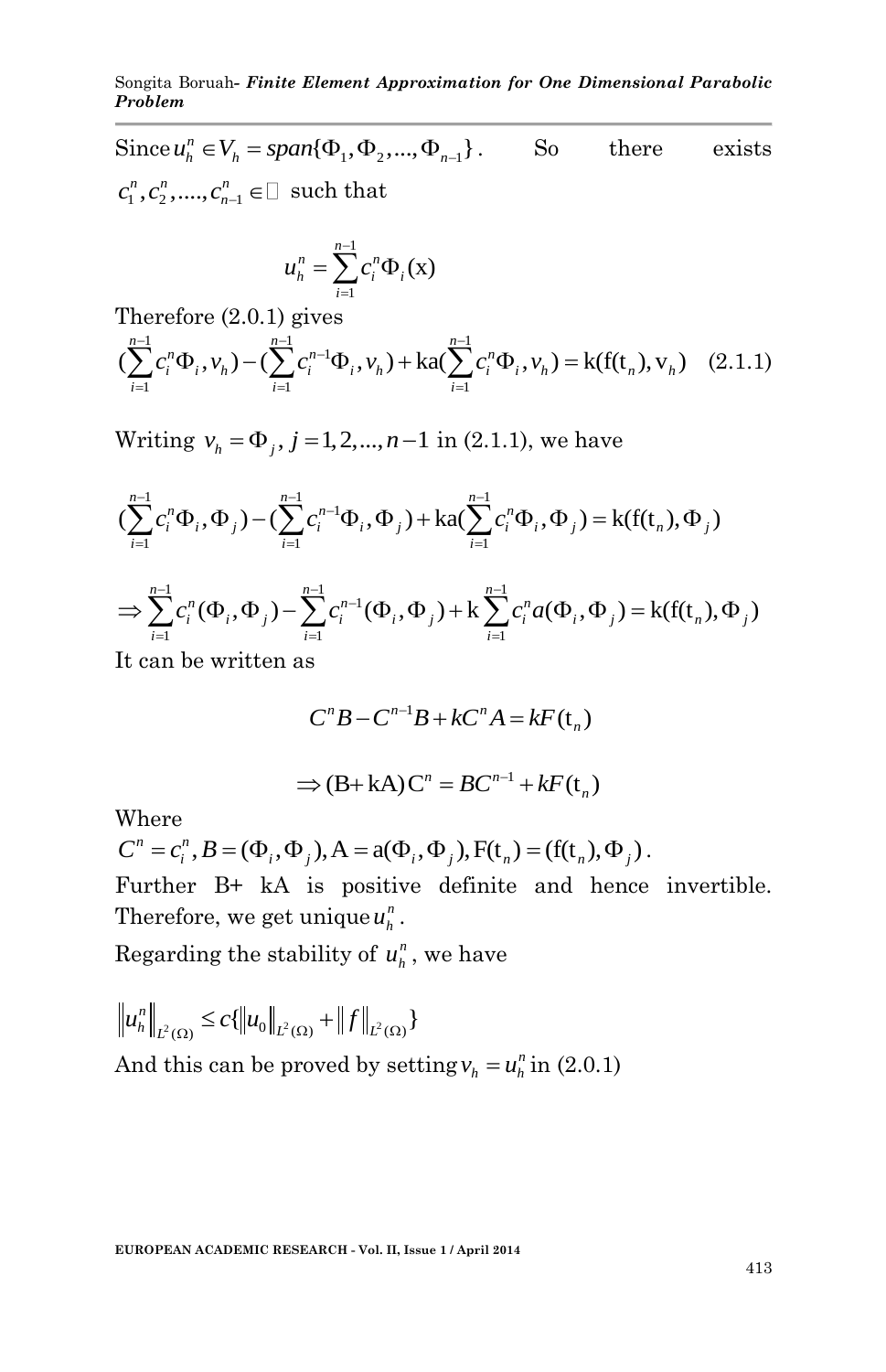Since $u_h^n \in V_h = span\{\Phi_1, \Phi_2, ..., \Phi_{n-1}\}$. So there exists $c_1^n, c_2^n, ...., c_{n-1}^n \in \mathbb{R}$ such that

$$u_h^n = \sum_{i=1}^{n-1} c_i^n \Phi_i(\mathrm{x})$$

Therefore (2.0.1) gives

$$(\sum_{i=1}^{n-1} c_i^n \Phi_i, v_h) - (\sum_{i=1}^{n-1} c_i^{n-1} \Phi_i, v_h) + \mathrm{ka}(\sum_{i=1}^{n-1} c_i^n \Phi_i, v_h) = \mathrm{k}(\mathrm{f}(\mathrm{t}_n), \mathrm{v}_h) \quad (2.1.1)$$

Writing $v_h = \Phi_j, j = 1, 2, ..., n-1$ in (2.1.1), we have

$$(\sum_{i=1}^{n-1} c_i^n \Phi_i, \Phi_j) - (\sum_{i=1}^{n-1} c_i^{n-1} \Phi_i, \Phi_j) + \mathrm{ka}(\sum_{i=1}^{n-1} c_i^n \Phi_i, \Phi_j) = \mathrm{k}(\mathrm{f}(\mathrm{t}_n), \Phi_j)$$

$$\Rightarrow \sum_{i=1}^{n-1} c_i^n (\Phi_i, \Phi_j) - \sum_{i=1}^{n-1} c_i^{n-1} (\Phi_i, \Phi_j) + \mathrm{k} \sum_{i=1}^{n-1} c_i^n a(\Phi_i, \Phi_j) = \mathrm{k}(\mathrm{f}(\mathrm{t}_n), \Phi_j)$$

It can be written as

$$C^n B - C^{n-1} B + k C^n A = kF(\mathrm{t}_n)$$

$$\Rightarrow (\mathrm{B} + \mathrm{kA})\mathrm{C}^n = BC^{n-1} + kF(\mathrm{t}_n)$$

Where

$C^n = c_i^n, B = (\Phi_i, \Phi_j), \mathrm{A} = \mathrm{a}(\Phi_i, \Phi_j), \mathrm{F}(\mathrm{t}_n) = (\mathrm{f}(\mathrm{t}_n), \Phi_j)$.

Further B+ kA is positive definite and hence invertible. Therefore, we get unique $u_h^n$.

Regarding the stability of $u_h^n$, we have

$$\left\|u_h^n\right\|_{L^2(\Omega)} \le c\{\left\|u_0\right\|_{L^2(\Omega)} + \left\|f\right\|_{L^2(\Omega)}\}$$

And this can be proved by setting $v_h = u_h^n$ in (2.0.1)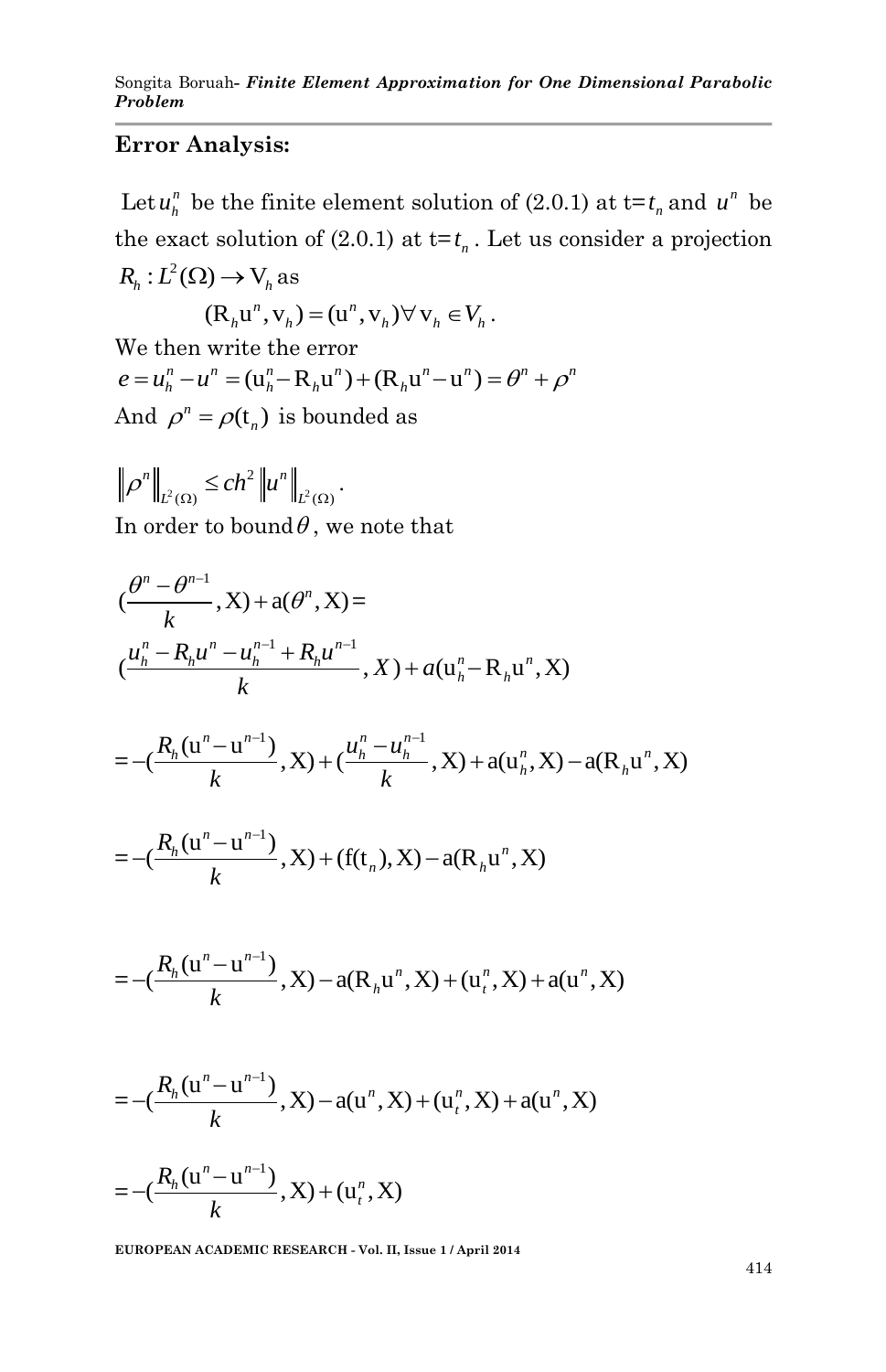**Error Analysis:**

Let $u_h^n$ be the finite element solution of (2.0.1) at t=$t_n$ and $u^n$ be the exact solution of (2.0.1) at t=$t_n$. Let us consider a projection $R_h : L^2(\Omega) \to \mathrm{V}_h$ as

$$(\mathrm{R}_h \mathrm{u}^n, \mathrm{v}_h) = (\mathrm{u}^n, \mathrm{v}_h) \forall\, \mathrm{v}_h \in V_h .$$

We then write the error

$$e = u_h^n - u^n = (\mathrm{u}_h^n - \mathrm{R}_h \mathrm{u}^n) + (\mathrm{R}_h \mathrm{u}^n - \mathrm{u}^n) = \theta^n + \rho^n$$

And $\rho^n = \rho(\mathrm{t}_n)$ is bounded as

$$\left\| \rho^n \right\|_{L^2(\Omega)} \le ch^2 \left\| u^n \right\|_{L^2(\Omega)} .$$

In order to bound $\theta$, we note that

$$(\frac{\theta^n - \theta^{n-1}}{k}, \mathrm{X}) + \mathrm{a}(\theta^n, \mathrm{X}) =$$

$$(\frac{u_h^n - R_h u^n - u_h^{n-1} + R_h u^{n-1}}{k}, X) + a(\mathrm{u}_h^n - \mathrm{R}_h \mathrm{u}^n, \mathrm{X})$$

$$= -(\frac{R_h (\mathrm{u}^n - \mathrm{u}^{n-1})}{k}, \mathrm{X}) + (\frac{u_h^n - u_h^{n-1}}{k}, \mathrm{X}) + \mathrm{a}(\mathrm{u}_h^n, \mathrm{X}) - \mathrm{a}(\mathrm{R}_h \mathrm{u}^n, \mathrm{X})$$

$$= -(\frac{R_h (\mathrm{u}^n - \mathrm{u}^{n-1})}{k}, \mathrm{X}) + (\mathrm{f}(\mathrm{t}_n), \mathrm{X}) - \mathrm{a}(\mathrm{R}_h \mathrm{u}^n, \mathrm{X})$$

$$= -(\frac{R_h (\mathrm{u}^n - \mathrm{u}^{n-1})}{k}, \mathrm{X}) - \mathrm{a}(\mathrm{R}_h \mathrm{u}^n, \mathrm{X}) + (\mathrm{u}_t^n, \mathrm{X}) + \mathrm{a}(\mathrm{u}^n, \mathrm{X})$$

$$= -(\frac{R_h (\mathrm{u}^n - \mathrm{u}^{n-1})}{k}, \mathrm{X}) - \mathrm{a}(\mathrm{u}^n, \mathrm{X}) + (\mathrm{u}_t^n, \mathrm{X}) + \mathrm{a}(\mathrm{u}^n, \mathrm{X})$$

$$= -(\frac{R_h (\mathrm{u}^n - \mathrm{u}^{n-1})}{k}, \mathrm{X}) + (\mathrm{u}_t^n, \mathrm{X})$$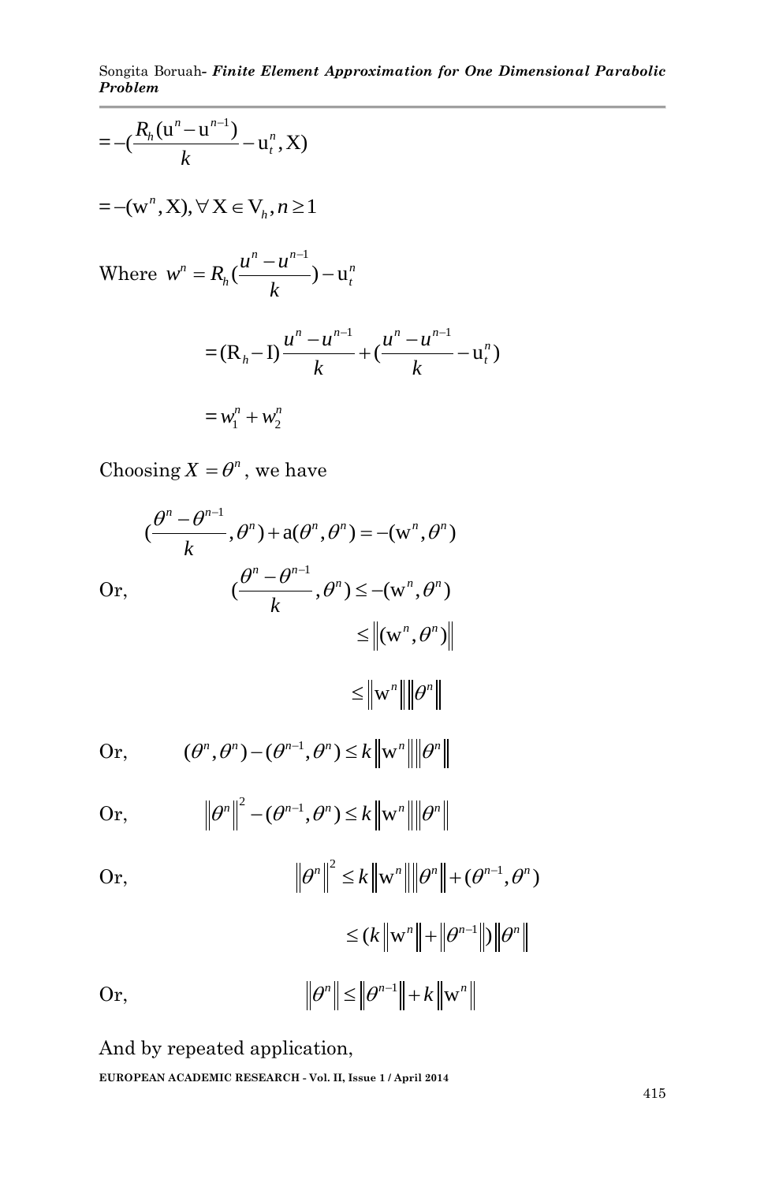$$= -(\frac{R_h(u^n - u^{n-1})}{k} - u_t^n, X)$$

$$= -(w^n, X), \forall X \in V_h, n \geq 1$$

Where $w^n = R_h(\frac{u^n - u^{n-1}}{k}) - u_t^n$

$$= (R_h - I)\frac{u^n - u^{n-1}}{k} + (\frac{u^n - u^{n-1}}{k} - u_t^n)$$

$$= w_1^n + w_2^n$$

Choosing $X = \theta^n$, we have

$$(\frac{\theta^n - \theta^{n-1}}{k}, \theta^n) + a(\theta^n, \theta^n) = -(w^n, \theta^n)$$

Or, $$(\frac{\theta^n - \theta^{n-1}}{k}, \theta^n) \leq -(w^n, \theta^n)$$

$$\leq \left\|(w^n, \theta^n)\right\|$$

$$\leq \left\|w^n\right\|\left\|\theta^n\right\|$$

Or, $$(\theta^n, \theta^n) - (\theta^{n-1}, \theta^n) \leq k\left\|w^n\right\|\left\|\theta^n\right\|$$

Or, $$\left\|\theta^n\right\|^2 - (\theta^{n-1}, \theta^n) \leq k\left\|w^n\right\|\left\|\theta^n\right\|$$

Or, $$\left\|\theta^n\right\|^2 \leq k\left\|w^n\right\|\left\|\theta^n\right\| + (\theta^{n-1}, \theta^n)$$

$$\leq (k\left\|w^n\right\| + \left\|\theta^{n-1}\right\|)\left\|\theta^n\right\|$$

Or, $$\left\|\theta^n\right\| \leq \left\|\theta^{n-1}\right\| + k\left\|w^n\right\|$$

And by repeated application,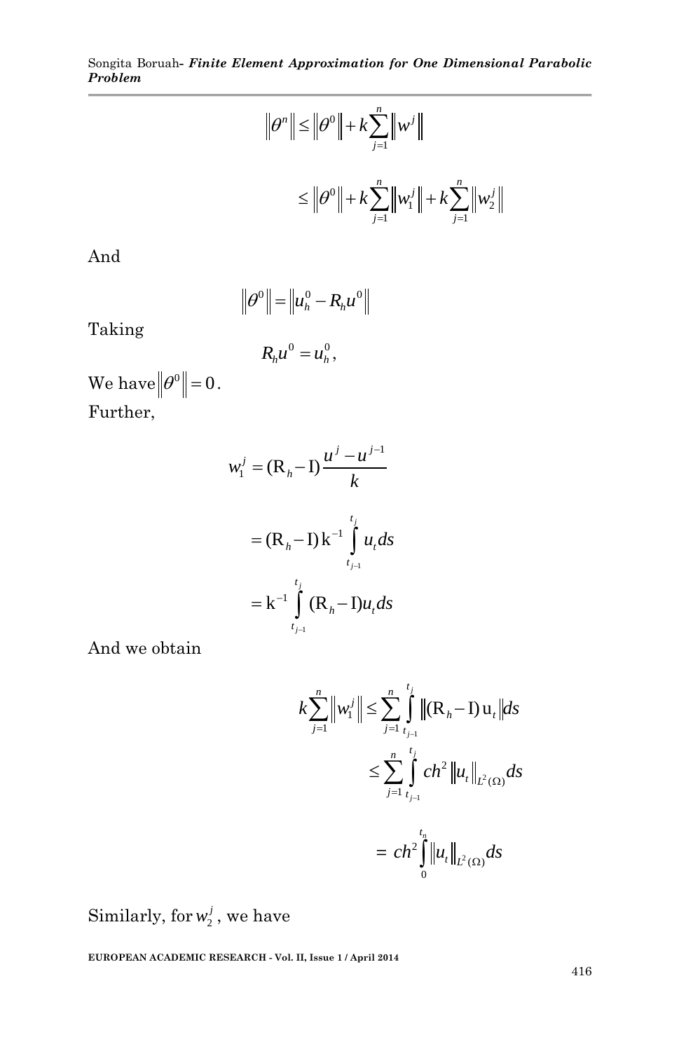$$\left\|\theta^n\right\| \le \left\|\theta^0\right\| + k\sum_{j=1}^{n}\left\|w^j\right\|$$

$$\le \left\|\theta^0\right\| + k\sum_{j=1}^{n}\left\|w_1^j\right\| + k\sum_{j=1}^{n}\left\|w_2^j\right\|$$

And

$$\left\|\theta^0\right\| = \left\|u_h^0 - R_h u^0\right\|$$

Taking

$$R_h u^0 = u_h^0,$$

We have $\left\|\theta^0\right\| = 0$.

Further,

$$w_1^j = (\mathrm{R}_h - \mathrm{I})\frac{u^j - u^{j-1}}{k}$$

$$= (\mathrm{R}_h - \mathrm{I})\,\mathrm{k}^{-1}\int_{t_{j-1}}^{t_j} u_t\, ds$$

$$= \mathrm{k}^{-1}\int_{t_{j-1}}^{t_j} (\mathrm{R}_h - \mathrm{I})u_t\, ds$$

And we obtain

$$k\sum_{j=1}^{n}\left\|w_1^j\right\| \le \sum_{j=1}^{n}\int_{t_{j-1}}^{t_j}\left\|(\mathrm{R}_h - \mathrm{I})\,\mathrm{u}_t\right\| ds$$

$$\le \sum_{j=1}^{n}\int_{t_{j-1}}^{t_j} ch^2\left\|u_t\right\|_{L^2(\Omega)} ds$$

$$= ch^2\int_{0}^{t_n}\left\|u_t\right\|_{L^2(\Omega)} ds$$

Similarly, for $w_2^j$, we have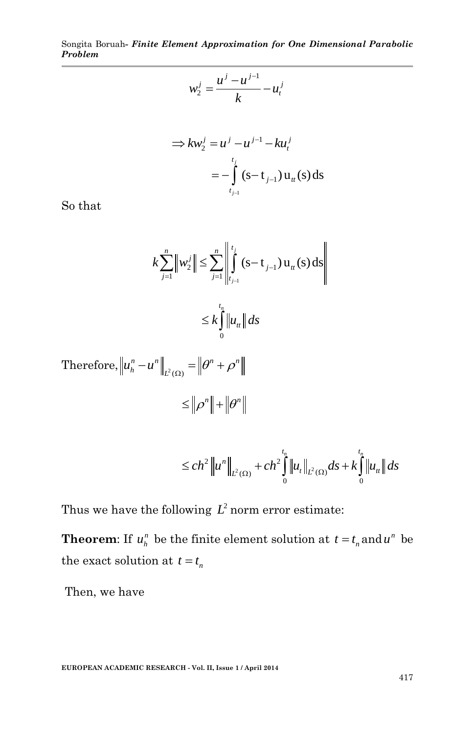$$w_2^j = \frac{u^j - u^{j-1}}{k} - u_t^j$$

$$\Rightarrow k w_2^j = u^j - u^{j-1} - k u_t^j$$

$$= -\int_{t_{j-1}}^{t_j} (s - t_{j-1})\, u_{tt}(s)\, ds$$

So that

$$k \sum_{j=1}^{n} \left\| w_2^j \right\| \leq \sum_{j=1}^{n} \left\| \int_{t_{j-1}}^{t_j} (s - t_{j-1})\, u_{tt}(s)\, ds \right\|$$

$$\leq k \int_0^{t_n} \left\| u_{tt} \right\| ds$$

Therefore, $\left\| u_h^n - u^n \right\|_{L^2(\Omega)} = \left\| \theta^n + \rho^n \right\|$

$$\leq \left\| \rho^n \right\| + \left\| \theta^n \right\|$$

$$\leq c h^2 \left\| u^n \right\|_{L^2(\Omega)} + c h^2 \int_0^{t_n} \left\| u_t \right\|_{L^2(\Omega)} ds + k \int_0^{t_n} \left\| u_{tt} \right\| ds$$

Thus we have the following $L^2$ norm error estimate:

**Theorem**: If $u_h^n$ be the finite element solution at $t = t_n$ and $u^n$ be the exact solution at $t = t_n$

Then, we have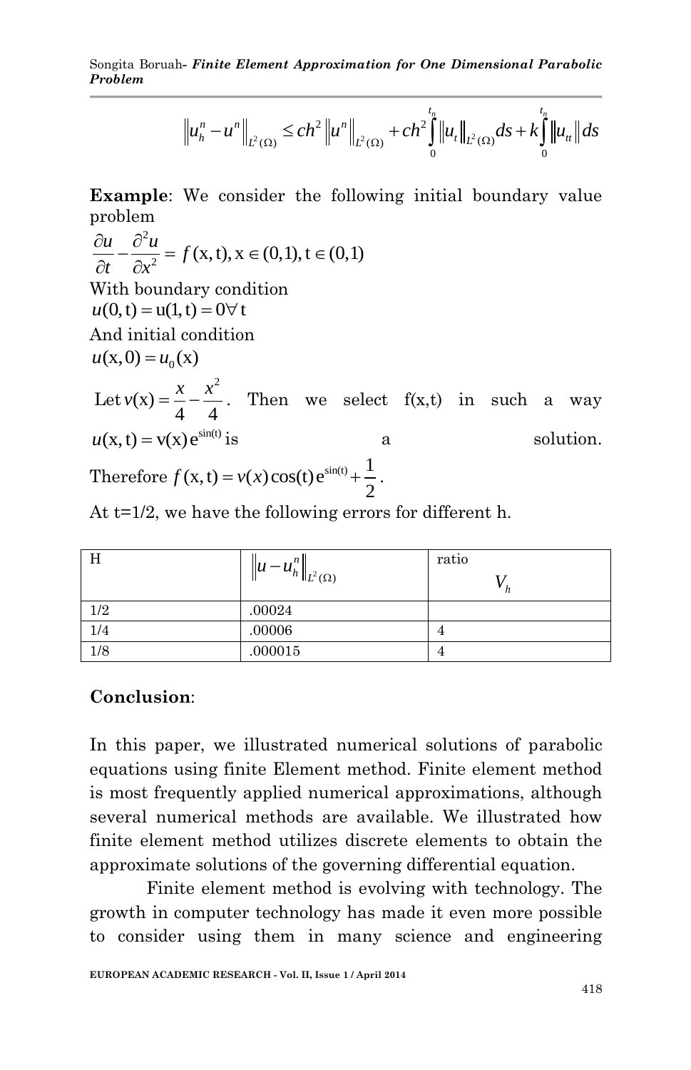$$\left\|u_h^n - u^n\right\|_{L^2(\Omega)} \leq ch^2 \left\|u^n\right\|_{L^2(\Omega)} + ch^2 \int_0^{t_n} \left\|u_t\right\|_{L^2(\Omega)} ds + k \int_0^{t_n} \left\|u_{tt}\right\| ds$$

**Example**: We consider the following initial boundary value problem

$$\frac{\partial u}{\partial t} - \frac{\partial^2 u}{\partial x^2} = f(\mathrm{x}, \mathrm{t}), \mathrm{x} \in (0,1), \mathrm{t} \in (0,1)$$

With boundary condition

$$u(0, \mathrm{t}) = \mathrm{u}(1, \mathrm{t}) = 0 \forall \mathrm{t}$$

And initial condition

$$u(\mathrm{x}, 0) = u_0(\mathrm{x})$$

Let $v(\mathrm{x}) = \frac{x}{4} - \frac{x^2}{4}$. Then we select f(x,t) in such a way $u(\mathrm{x}, \mathrm{t}) = \mathrm{v}(\mathrm{x}) \mathrm{e}^{\sin(\mathrm{t})}$ is a solution.

Therefore $f(\mathrm{x}, \mathrm{t}) = v(x) \cos(\mathrm{t}) \mathrm{e}^{\sin(\mathrm{t})} + \frac{1}{2}$.

At t=1/2, we have the following errors for different h.

| H | $\left\|u - u_h^n\right\|_{L^2(\Omega)}$ | ratio $V_h$ |
|---|---|---|
| 1/2 | .00024 | |
| 1/4 | .00006 | 4 |
| 1/8 | .000015 | 4 |

**Conclusion**:

In this paper, we illustrated numerical solutions of parabolic equations using finite Element method. Finite element method is most frequently applied numerical approximations, although several numerical methods are available. We illustrated how finite element method utilizes discrete elements to obtain the approximate solutions of the governing differential equation.

Finite element method is evolving with technology. The growth in computer technology has made it even more possible to consider using them in many science and engineering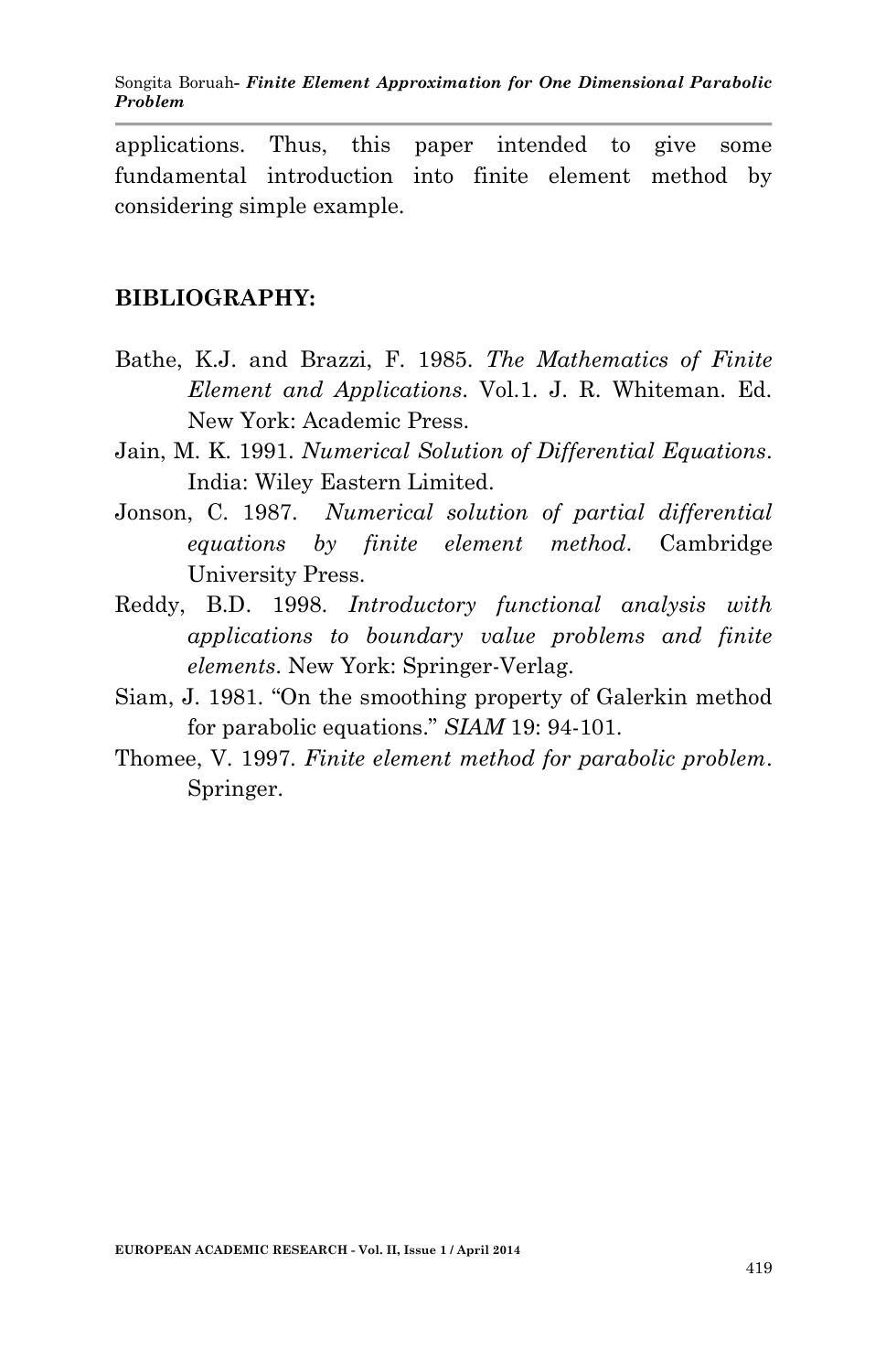applications. Thus, this paper intended to give some fundamental introduction into finite element method by considering simple example.

## BIBLIOGRAPHY:

Bathe, K.J. and Brazzi, F. 1985. *The Mathematics of Finite Element and Applications*. Vol.1. J. R. Whiteman. Ed. New York: Academic Press.

Jain, M. K. 1991. *Numerical Solution of Differential Equations*. India: Wiley Eastern Limited.

Jonson, C. 1987. *Numerical solution of partial differential equations by finite element method*. Cambridge University Press.

Reddy, B.D. 1998. *Introductory functional analysis with applications to boundary value problems and finite elements*. New York: Springer-Verlag.

Siam, J. 1981. "On the smoothing property of Galerkin method for parabolic equations." *SIAM* 19: 94-101.

Thomee, V. 1997. *Finite element method for parabolic problem*. Springer.